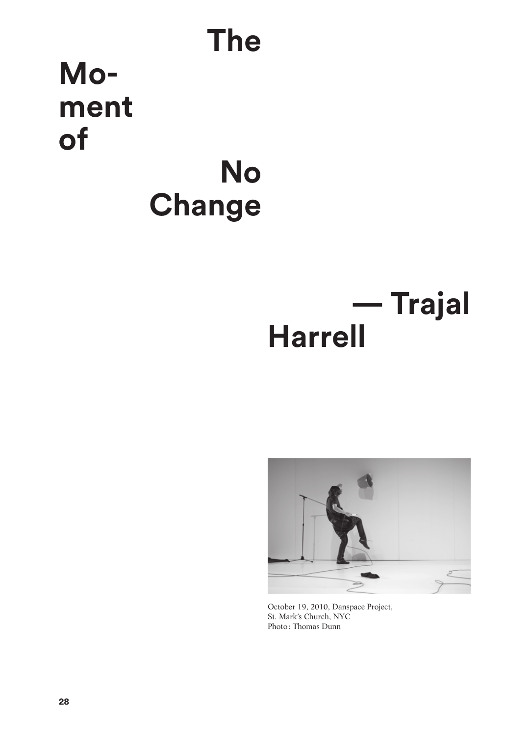# The Moment of No Change

## — Trajal Harrell

October 19, 2010, Danspace Project, St. Mark's Church, NYC
Photo: Thomas Dunn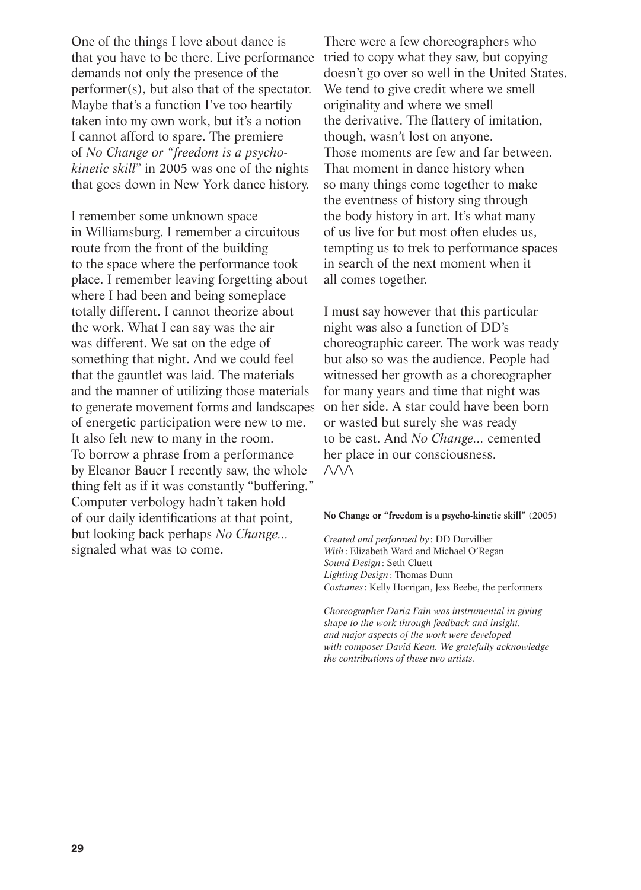One of the things I love about dance is that you have to be there. Live performance demands not only the presence of the performer(s), but also that of the spectator. Maybe that's a function I've too heartily taken into my own work, but it's a notion I cannot afford to spare. The premiere of *No Change or "freedom is a psycho-kinetic skill"* in 2005 was one of the nights that goes down in New York dance history.

I remember some unknown space in Williamsburg. I remember a circuitous route from the front of the building to the space where the performance took place. I remember leaving forgetting about where I had been and being someplace totally different. I cannot theorize about the work. What I can say was the air was different. We sat on the edge of something that night. And we could feel that the gauntlet was laid. The materials and the manner of utilizing those materials to generate movement forms and landscapes of energetic participation were new to me. It also felt new to many in the room. To borrow a phrase from a performance by Eleanor Bauer I recently saw, the whole thing felt as if it was constantly "buffering." Computer verbology hadn't taken hold of our daily identifications at that point, but looking back perhaps *No Change...* signaled what was to come.

There were a few choreographers who tried to copy what they saw, but copying doesn't go over so well in the United States. We tend to give credit where we smell originality and where we smell the derivative. The flattery of imitation, though, wasn't lost on anyone. Those moments are few and far between. That moment in dance history when so many things come together to make the eventness of history sing through the body history in art. It's what many of us live for but most often eludes us, tempting us to trek to performance spaces in search of the next moment when it all comes together.

I must say however that this particular night was also a function of DD's choreographic career. The work was ready but also so was the audience. People had witnessed her growth as a choreographer for many years and time that night was on her side. A star could have been born or wasted but surely she was ready to be cast. And *No Change...* cemented her place in our consciousness.
/\/\/\

**No Change or "freedom is a psycho-kinetic skill"** (2005)

*Created and performed by*: DD Dorvillier
*With*: Elizabeth Ward and Michael O'Regan
*Sound Design*: Seth Cluett
*Lighting Design*: Thomas Dunn
*Costumes*: Kelly Horrigan, Jess Beebe, the performers

*Choreographer Daria Faïn was instrumental in giving shape to the work through feedback and insight, and major aspects of the work were developed with composer David Kean. We gratefully acknowledge the contributions of these two artists.*